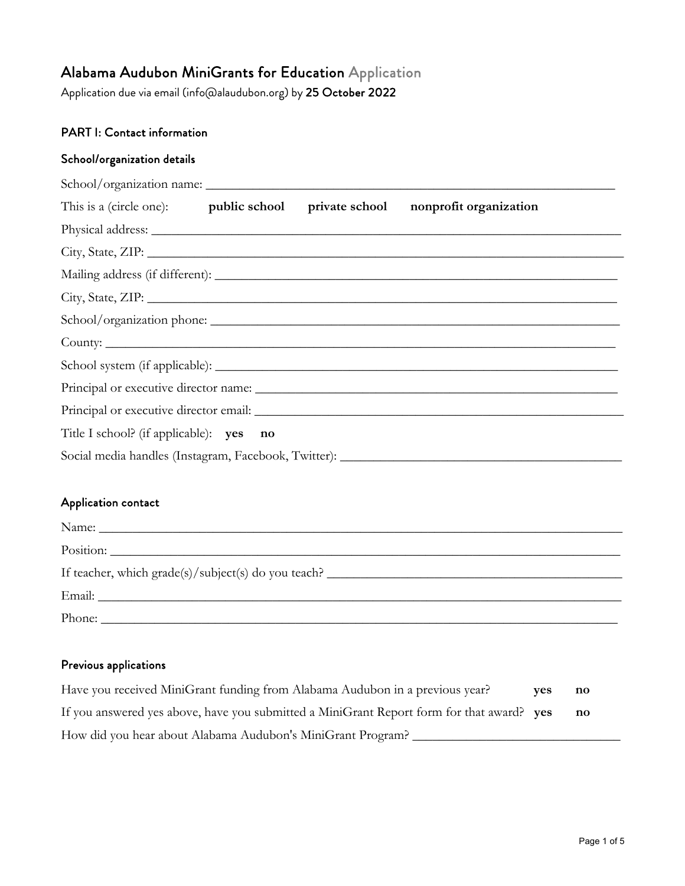# Alabama Audubon MiniGrants for Education Application

Application due via email (info@alaudubon.org) by **25 October 2022**

## PART I: Contact information

### School/organization details

School/organization name: ______________________________________________

This is a (circle one): **public school** **private school** **nonprofit organization**

Physical address: ______________________________________________

City, State, ZIP: ______________________________________________

Mailing address (if different): ______________________________________________

City, State, ZIP: ______________________________________________

School/organization phone: ______________________________________________

County: ______________________________________________

School system (if applicable): ______________________________________________

Principal or executive director name: ______________________________________________

Principal or executive director email: ______________________________________________

Title I school? (if applicable): **yes** **no**

Social media handles (Instagram, Facebook, Twitter): ______________________________________________

### Application contact

Name: ______________________________________________

Position: ______________________________________________

If teacher, which grade(s)/subject(s) do you teach? ______________________________________________

Email: ______________________________________________

Phone: ______________________________________________

### Previous applications

Have you received MiniGrant funding from Alabama Audubon in a previous year? **yes** **no**

If you answered yes above, have you submitted a MiniGrant Report form for that award? **yes** **no**

How did you hear about Alabama Audubon's MiniGrant Program? ______________________________________________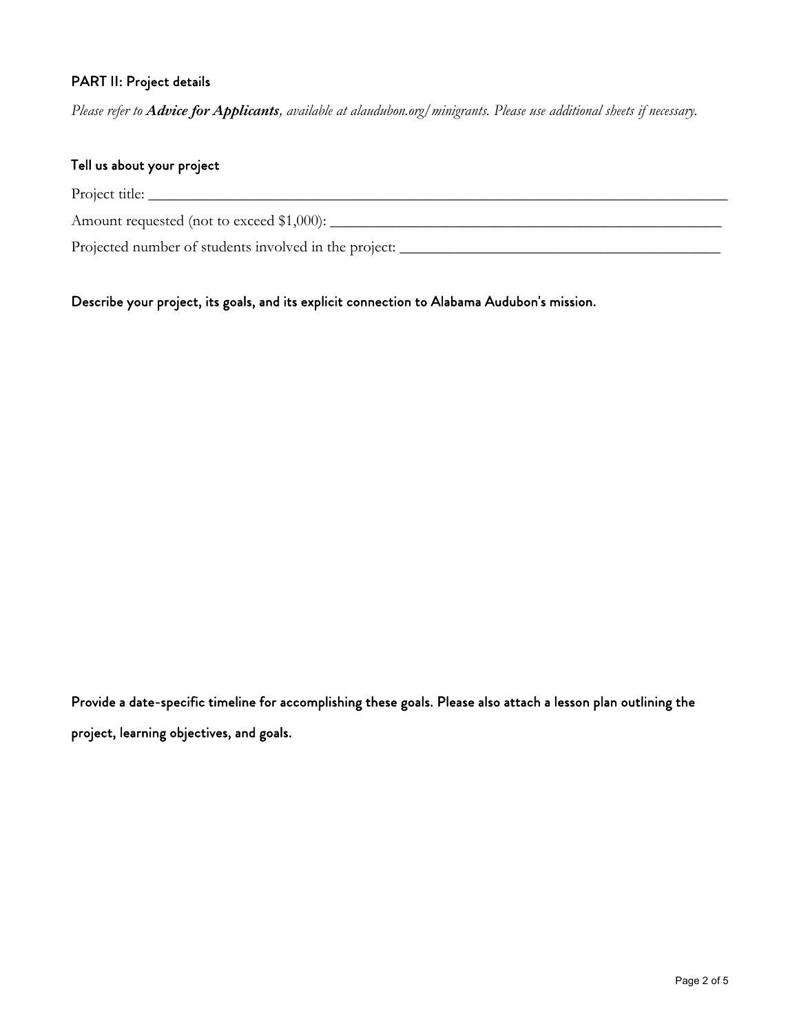## PART II: Project details

*Please refer to* ***Advice for Applicants****, available at alaudubon.org/minigrants. Please use additional sheets if necessary.*

### Tell us about your project

Project title: ______________________________________________________________________

Amount requested (not to exceed $1,000): _____________________________________________

Projected number of students involved in the project: ___________________________________

### Describe your project, its goals, and its explicit connection to Alabama Audubon's mission.

### Provide a date-specific timeline for accomplishing these goals. Please also attach a lesson plan outlining the project, learning objectives, and goals.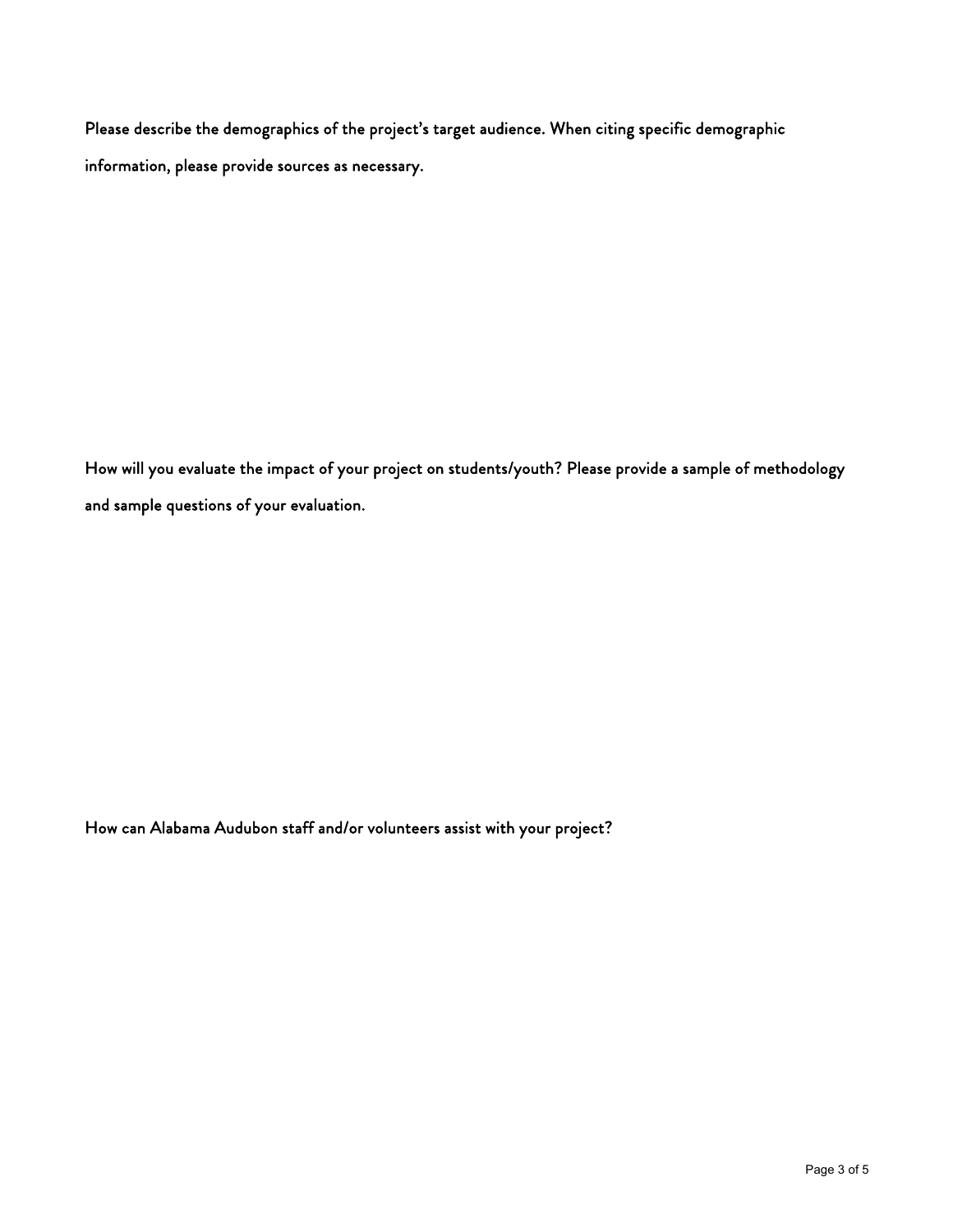Please describe the demographics of the project's target audience. When citing specific demographic information, please provide sources as necessary.

How will you evaluate the impact of your project on students/youth? Please provide a sample of methodology and sample questions of your evaluation.

How can Alabama Audubon staff and/or volunteers assist with your project?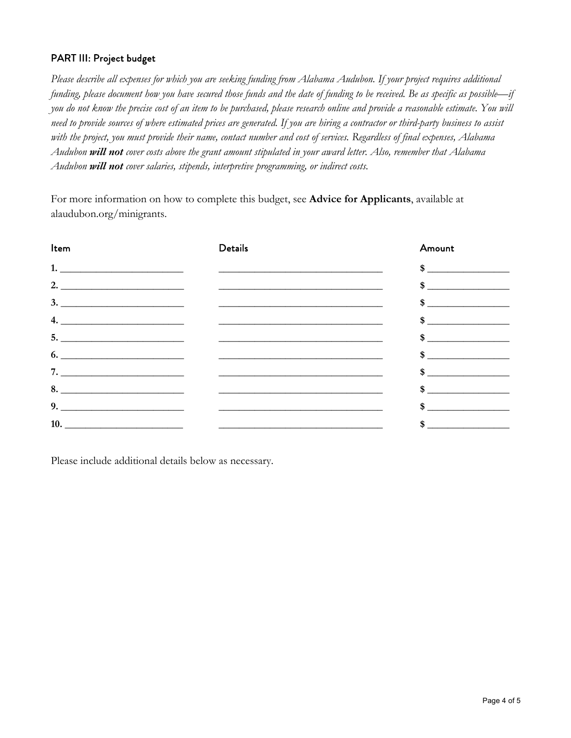### PART III: Project budget

*Please describe all expenses for which you are seeking funding from Alabama Audubon. If your project requires additional funding, please document how you have secured those funds and the date of funding to be received. Be as specific as possible—if you do not know the precise cost of an item to be purchased, please research online and provide a reasonable estimate. You will need to provide sources of where estimated prices are generated. If you are hiring a contractor or third-party business to assist with the project, you must provide their name, contact number and cost of services. Regardless of final expenses, Alabama Audubon* ***will not*** *cover costs above the grant amount stipulated in your award letter. Also, remember that Alabama Audubon* ***will not*** *cover salaries, stipends, interpretive programming, or indirect costs.*

For more information on how to complete this budget, see **Advice for Applicants**, available at alaudubon.org/minigrants.

| Item | Details | Amount |
|---|---|---|
| **1.** ________________ | ________________________ | **$** ____________ |
| **2.** ________________ | ________________________ | **$** ____________ |
| **3.** ________________ | ________________________ | **$** ____________ |
| **4.** ________________ | ________________________ | **$** ____________ |
| **5.** ________________ | ________________________ | **$** ____________ |
| **6.** ________________ | ________________________ | **$** ____________ |
| **7.** ________________ | ________________________ | **$** ____________ |
| **8.** ________________ | ________________________ | **$** ____________ |
| **9.** ________________ | ________________________ | **$** ____________ |
| **10.** ________________ | ________________________ | **$** ____________ |

Please include additional details below as necessary.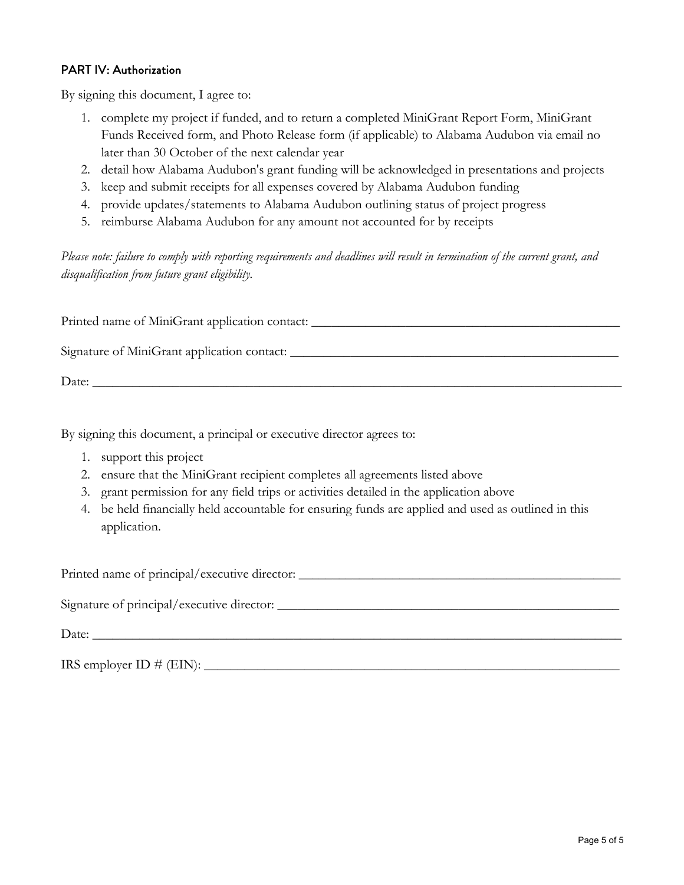### PART IV: Authorization

By signing this document, I agree to:

1. complete my project if funded, and to return a completed MiniGrant Report Form, MiniGrant Funds Received form, and Photo Release form (if applicable) to Alabama Audubon via email no later than 30 October of the next calendar year
2. detail how Alabama Audubon's grant funding will be acknowledged in presentations and projects
3. keep and submit receipts for all expenses covered by Alabama Audubon funding
4. provide updates/statements to Alabama Audubon outlining status of project progress
5. reimburse Alabama Audubon for any amount not accounted for by receipts

*Please note: failure to comply with reporting requirements and deadlines will result in termination of the current grant, and disqualification from future grant eligibility.*

Printed name of MiniGrant application contact: ______________________________________________

Signature of MiniGrant application contact: ________________________________________________

Date: ______________________________________________________________________________

By signing this document, a principal or executive director agrees to:

1. support this project
2. ensure that the MiniGrant recipient completes all agreements listed above
3. grant permission for any field trips or activities detailed in the application above
4. be held financially held accountable for ensuring funds are applied and used as outlined in this application.

Printed name of principal/executive director: _______________________________________________

Signature of principal/executive director: _________________________________________________

Date: ______________________________________________________________________________

IRS employer ID # (EIN): ____________________________________________________________